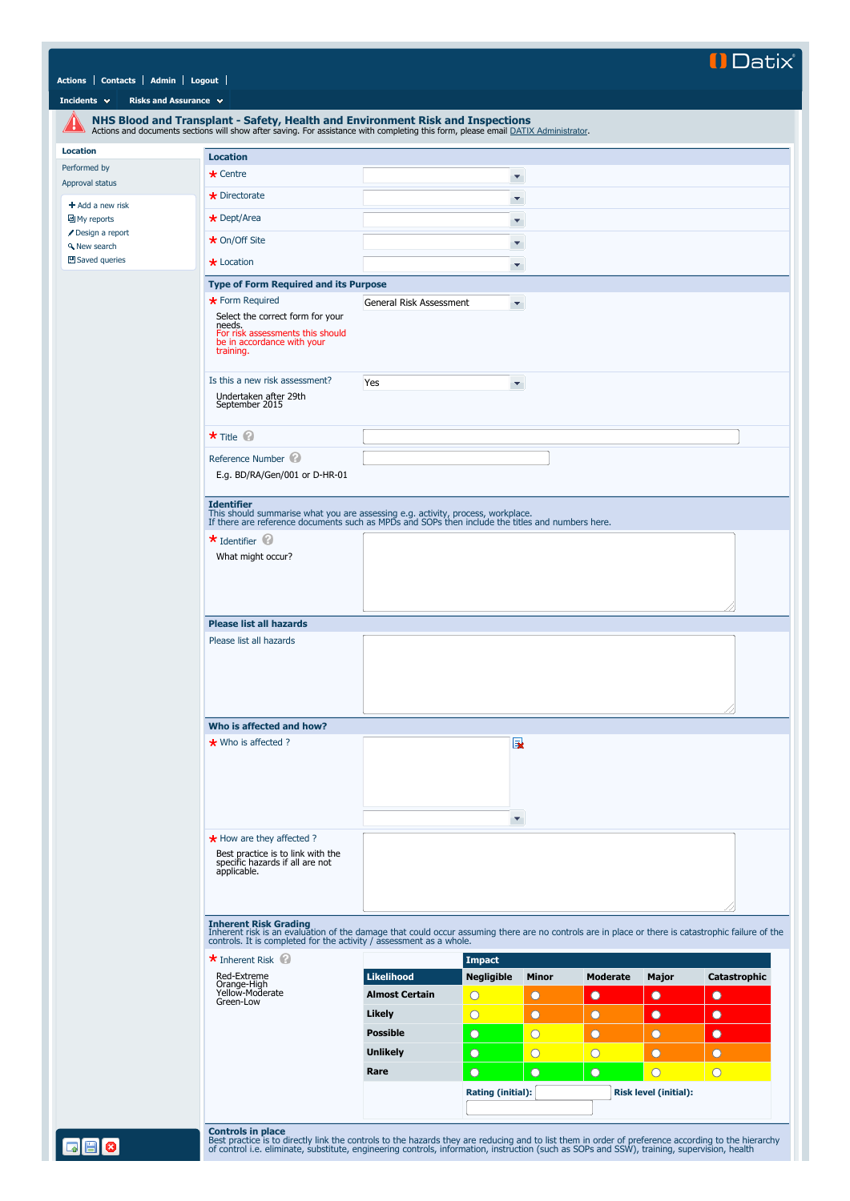Datix

Actions | Contacts | Admin | Logout

Incidents | Risks and Assurance

# NHS Blood and Transplant - Safety, Health and Environment Risk and Inspections

Actions and documents sections will show after saving. For assistance with completing this form, please email DATIX Administrator.

- Location
- Performed by
- Approval status

- Add a new risk
- My reports
- Design a report
- New search
- Saved queries

## Location

\* Centre

\* Directorate

\* Dept/Area

\* On/Off Site

\* Location

## Type of Form Required and its Purpose

\* Form Required: General Risk Assessment

Select the correct form for your needs.
For risk assessments this should be in accordance with your training.

Is this a new risk assessment?: Yes

Undertaken after 29th September 2015

\* Title

Reference Number

E.g. BD/RA/Gen/001 or D-HR-01

## Identifier

This should summarise what you are assessing e.g. activity, process, workplace.
If there are reference documents such as MPDs and SOPs then include the titles and numbers here.

\* Identifier

What might occur?

## Please list all hazards

Please list all hazards

## Who is affected and how?

\* Who is affected ?

\* How are they affected ?

Best practice is to link with the specific hazards if all are not applicable.

## Inherent Risk Grading

Inherent risk is an evaluation of the damage that could occur assuming there are no controls are in place or there is catastrophic failure of the controls. It is completed for the activity / assessment as a whole.

\* Inherent Risk

Red-Extreme
Orange-High
Yellow-Moderate
Green-Low

| | Impact | | | | |
|---|---|---|---|---|---|
| Likelihood | Negligible | Minor | Moderate | Major | Catastrophic |
| Almost Certain | ○ | ○ | ○ | ○ | ○ |
| Likely | ○ | ○ | ○ | ○ | ○ |
| Possible | ○ | ○ | ○ | ○ | ○ |
| Unlikely | ○ | ○ | ○ | ○ | ○ |
| Rare | ○ | ○ | ○ | ○ | ○ |

Rating (initial): Risk level (initial):

## Controls in place

Best practice is to directly link the controls to the hazards they are reducing and to list them in order of preference according to the hierarchy of control i.e. eliminate, substitute, engineering controls, information, instruction (such as SOPs and SSW), training, supervision, health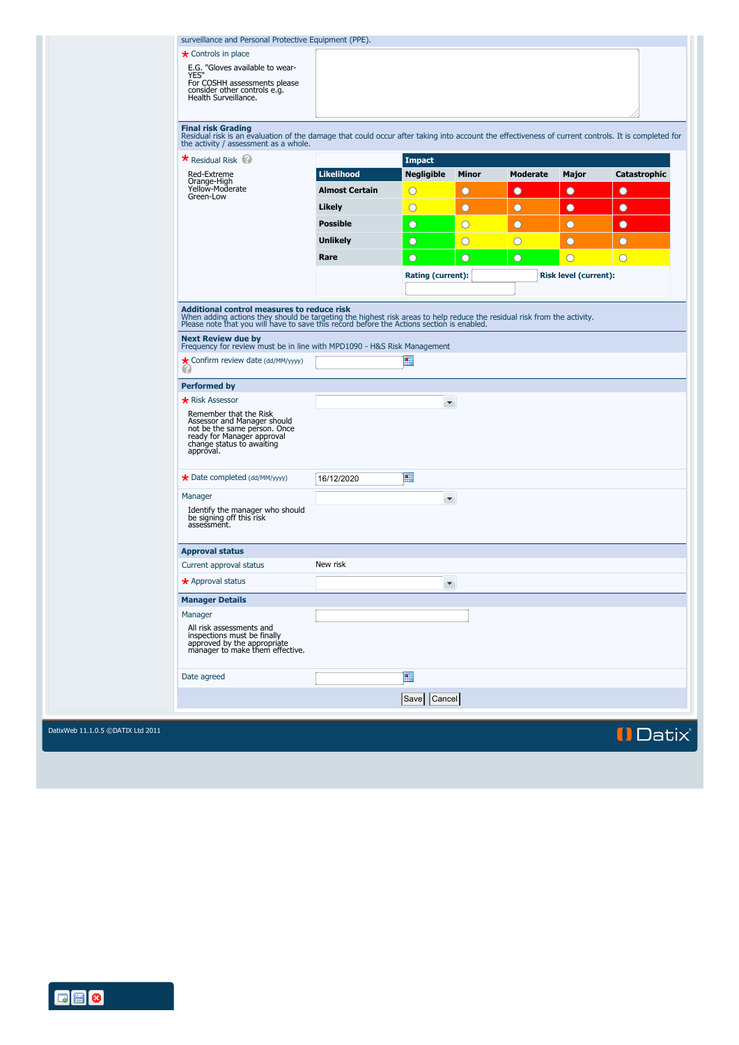surveillance and Personal Protective Equipment (PPE).

★ Controls in place

E.G. "Gloves available to wear- YES"
For COSHH assessments please consider other controls e.g. Health Surveillance.

**Final risk Grading**
Residual risk is an evaluation of the damage that could occur after taking into account the effectiveness of current controls. It is completed for the activity / assessment as a whole.

★ Residual Risk

Red-Extreme
Orange-High
Yellow-Moderate
Green-Low

| | Impact | | | | |
|---|---|---|---|---|---|
| **Likelihood** | **Negligible** | **Minor** | **Moderate** | **Major** | **Catastrophic** |
| **Almost Certain** | ○ | ○ | ○ | ○ | ○ |
| **Likely** | ○ | ○ | ○ | ○ | ○ |
| **Possible** | ○ | ○ | ○ | ○ | ○ |
| **Unlikely** | ○ | ○ | ○ | ○ | ○ |
| **Rare** | ○ | ○ | ○ | ○ | ○ |

**Rating (current):** **Risk level (current):**

**Additional control measures to reduce risk**
When adding actions they should be targeting the highest risk areas to help reduce the residual risk from the activity.
Please note that you will have to save this record before the Actions section is enabled.

**Next Review due by**
Frequency for review must be in line with MPD1090 - H&S Risk Management

★ Confirm review date (dd/MM/yyyy)

**Performed by**

★ Risk Assessor

Remember that the Risk Assessor and Manager should not be the same person. Once ready for Manager approval change status to awaiting approval.

★ Date completed (dd/MM/yyyy) 16/12/2020

Manager

Identify the manager who should be signing off this risk assessment.

**Approval status**

Current approval status: New risk

★ Approval status

**Manager Details**

Manager

All risk assessments and inspections must be finally approved by the appropriate manager to make them effective.

Date agreed

Save Cancel

DatixWeb 11.1.0.5 ©DATIX Ltd 2011

Datix